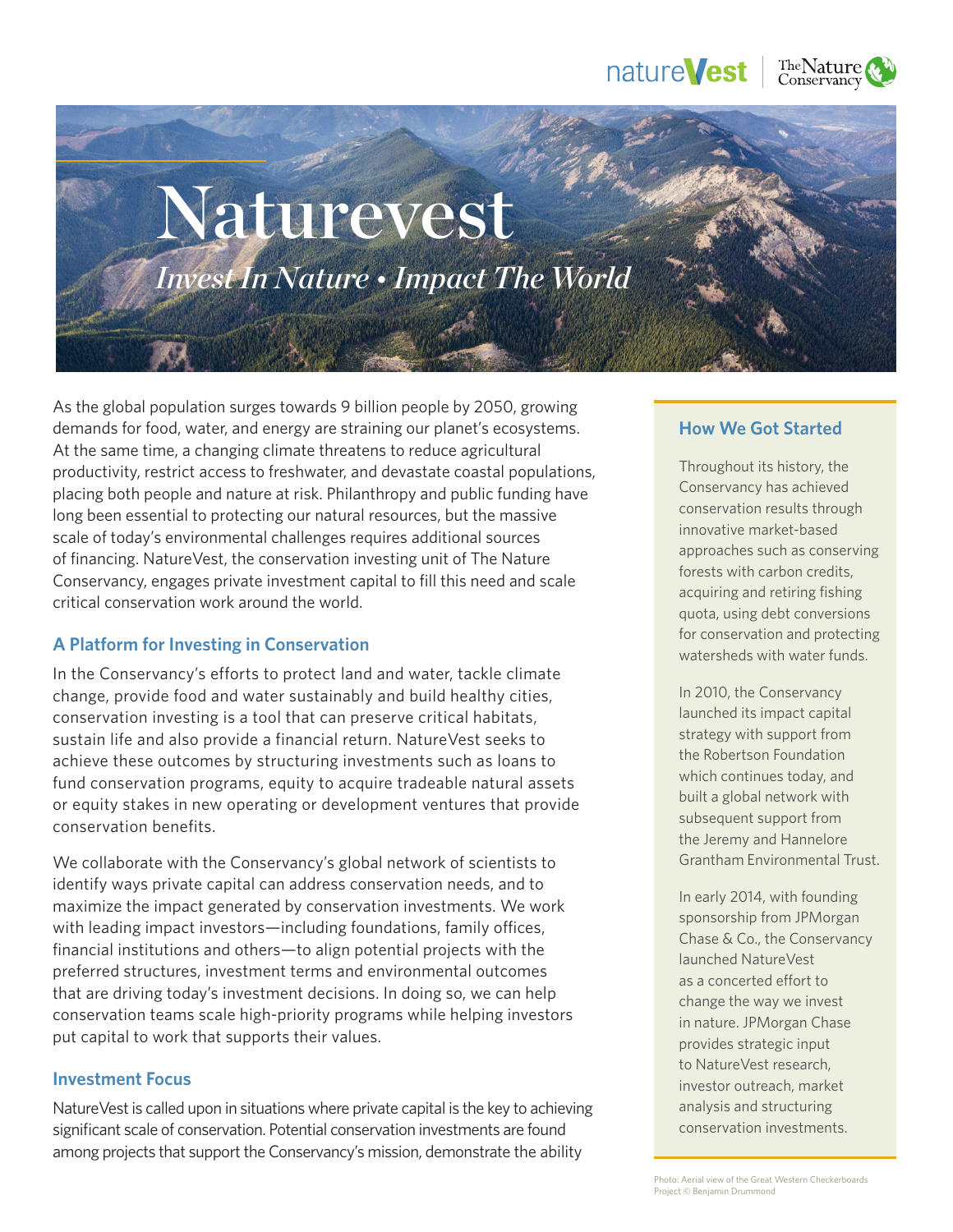# Naturevest

*Invest In Nature • Impact The World*

As the global population surges towards 9 billion people by 2050, growing demands for food, water, and energy are straining our planet's ecosystems. At the same time, a changing climate threatens to reduce agricultural productivity, restrict access to freshwater, and devastate coastal populations, placing both people and nature at risk. Philanthropy and public funding have long been essential to protecting our natural resources, but the massive scale of today's environmental challenges requires additional sources of financing. NatureVest, the conservation investing unit of The Nature Conservancy, engages private investment capital to fill this need and scale critical conservation work around the world.

## A Platform for Investing in Conservation

In the Conservancy's efforts to protect land and water, tackle climate change, provide food and water sustainably and build healthy cities, conservation investing is a tool that can preserve critical habitats, sustain life and also provide a financial return. NatureVest seeks to achieve these outcomes by structuring investments such as loans to fund conservation programs, equity to acquire tradeable natural assets or equity stakes in new operating or development ventures that provide conservation benefits.

We collaborate with the Conservancy's global network of scientists to identify ways private capital can address conservation needs, and to maximize the impact generated by conservation investments. We work with leading impact investors—including foundations, family offices, financial institutions and others—to align potential projects with the preferred structures, investment terms and environmental outcomes that are driving today's investment decisions. In doing so, we can help conservation teams scale high-priority programs while helping investors put capital to work that supports their values.

## Investment Focus

NatureVest is called upon in situations where private capital is the key to achieving significant scale of conservation. Potential conservation investments are found among projects that support the Conservancy's mission, demonstrate the ability

## How We Got Started

Throughout its history, the Conservancy has achieved conservation results through innovative market-based approaches such as conserving forests with carbon credits, acquiring and retiring fishing quota, using debt conversions for conservation and protecting watersheds with water funds.

In 2010, the Conservancy launched its impact capital strategy with support from the Robertson Foundation which continues today, and built a global network with subsequent support from the Jeremy and Hannelore Grantham Environmental Trust.

In early 2014, with founding sponsorship from JPMorgan Chase & Co., the Conservancy launched NatureVest as a concerted effort to change the way we invest in nature. JPMorgan Chase provides strategic input to NatureVest research, investor outreach, market analysis and structuring conservation investments.

Photo: Aerial view of the Great Western Checkerboards Project © Benjamin Drummond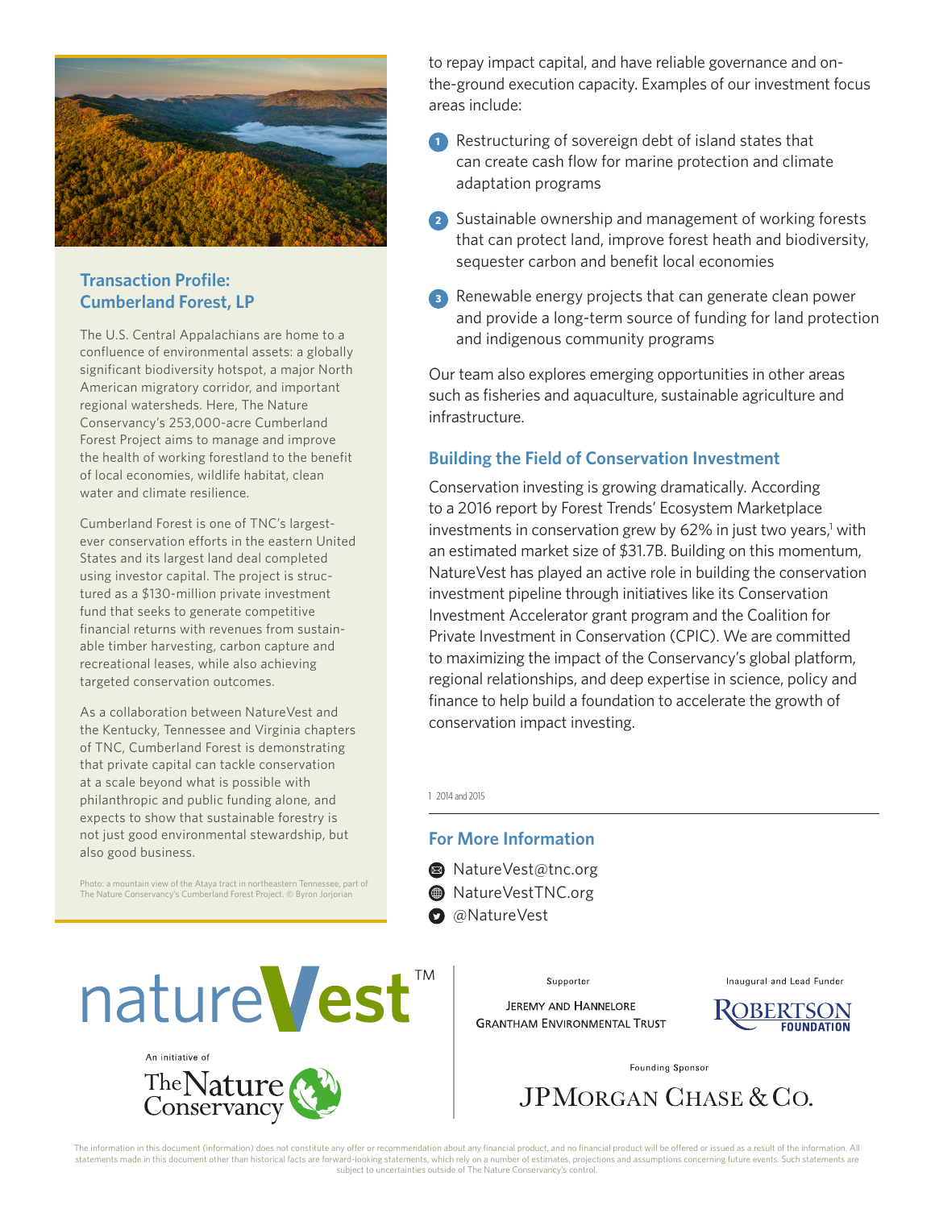## Transaction Profile: Cumberland Forest, LP

The U.S. Central Appalachians are home to a confluence of environmental assets: a globally significant biodiversity hotspot, a major North American migratory corridor, and important regional watersheds. Here, The Nature Conservancy's 253,000-acre Cumberland Forest Project aims to manage and improve the health of working forestland to the benefit of local economies, wildlife habitat, clean water and climate resilience.

Cumberland Forest is one of TNC's largest-ever conservation efforts in the eastern United States and its largest land deal completed using investor capital. The project is structured as a $130-million private investment fund that seeks to generate competitive financial returns with revenues from sustainable timber harvesting, carbon capture and recreational leases, while also achieving targeted conservation outcomes.

As a collaboration between NatureVest and the Kentucky, Tennessee and Virginia chapters of TNC, Cumberland Forest is demonstrating that private capital can tackle conservation at a scale beyond what is possible with philanthropic and public funding alone, and expects to show that sustainable forestry is not just good environmental stewardship, but also good business.

Photo: a mountain view of the Ataya tract in northeastern Tennessee, part of The Nature Conservancy's Cumberland Forest Project. © Byron Jorjorian

to repay impact capital, and have reliable governance and on-the-ground execution capacity. Examples of our investment focus areas include:

1. Restructuring of sovereign debt of island states that can create cash flow for marine protection and climate adaptation programs
2. Sustainable ownership and management of working forests that can protect land, improve forest heath and biodiversity, sequester carbon and benefit local economies
3. Renewable energy projects that can generate clean power and provide a long-term source of funding for land protection and indigenous community programs

Our team also explores emerging opportunities in other areas such as fisheries and aquaculture, sustainable agriculture and infrastructure.

## Building the Field of Conservation Investment

Conservation investing is growing dramatically. According to a 2016 report by Forest Trends' Ecosystem Marketplace investments in conservation grew by 62% in just two years,[1] with an estimated market size of $31.7B. Building on this momentum, NatureVest has played an active role in building the conservation investment pipeline through initiatives like its Conservation Investment Accelerator grant program and the Coalition for Private Investment in Conservation (CPIC). We are committed to maximizing the impact of the Conservancy's global platform, regional relationships, and deep expertise in science, policy and finance to help build a foundation to accelerate the growth of conservation impact investing.

1 2014 and 2015

## For More Information

- NatureVest@tnc.org
- NatureVestTNC.org
- @NatureVest

natureVest™

An initiative of The Nature Conservancy

Supporter
Jeremy and Hannelore Grantham Environmental Trust

Inaugural and Lead Funder
Robertson Foundation

Founding Sponsor
JPMorgan Chase & Co.

The information in this document (information) does not constitute any offer or recommendation about any financial product, and no financial product will be offered or issued as a result of the information. All statements made in this document other than historical facts are forward-looking statements, which rely on a number of estimates, projections and assumptions concerning future events. Such statements are subject to uncertainties outside of The Nature Conservancy's control.